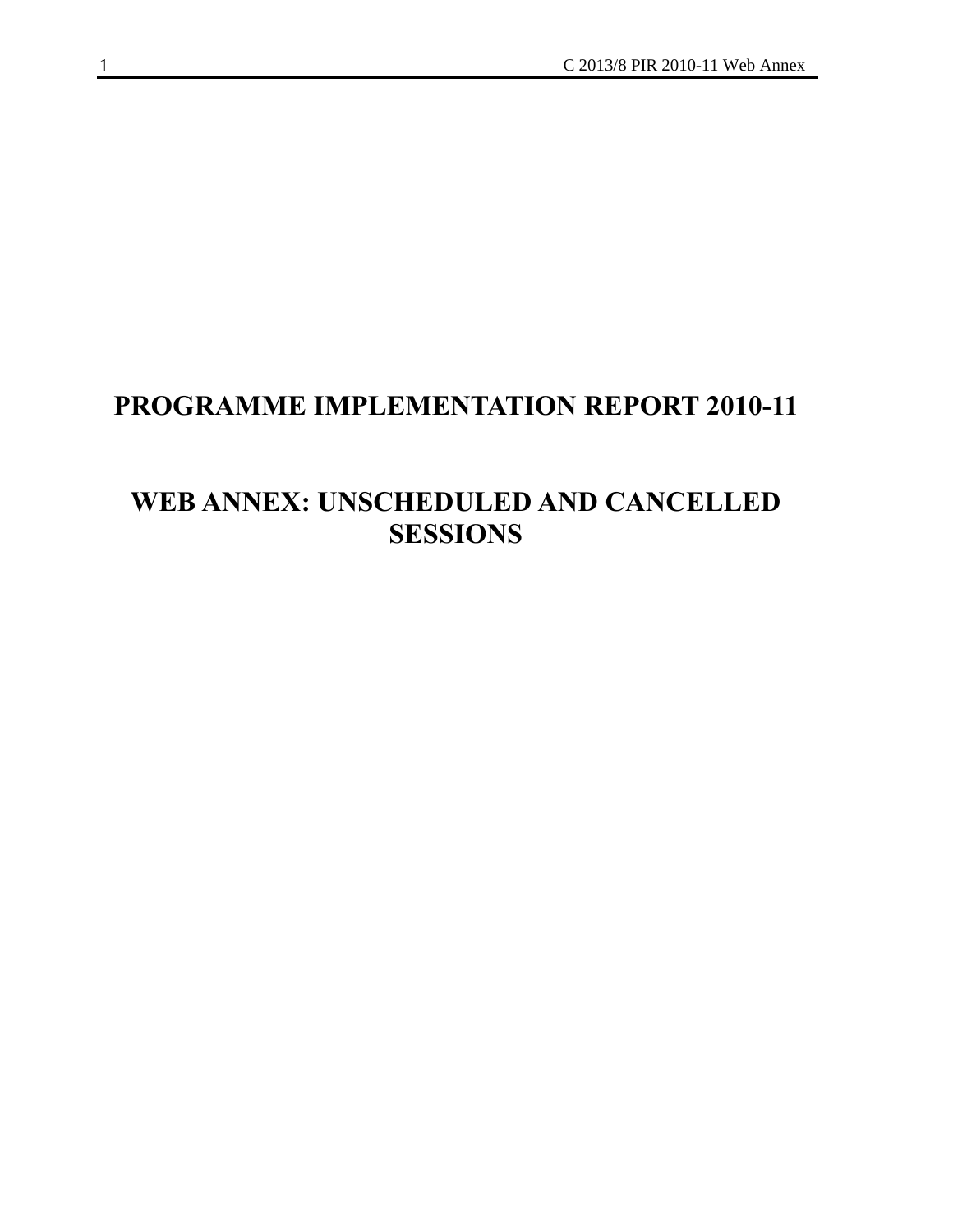# PROGRAMME IMPLEMENTATION REPORT 2010-11

# WEB ANNEX: UNSCHEDULED AND CANCELLED SESSIONS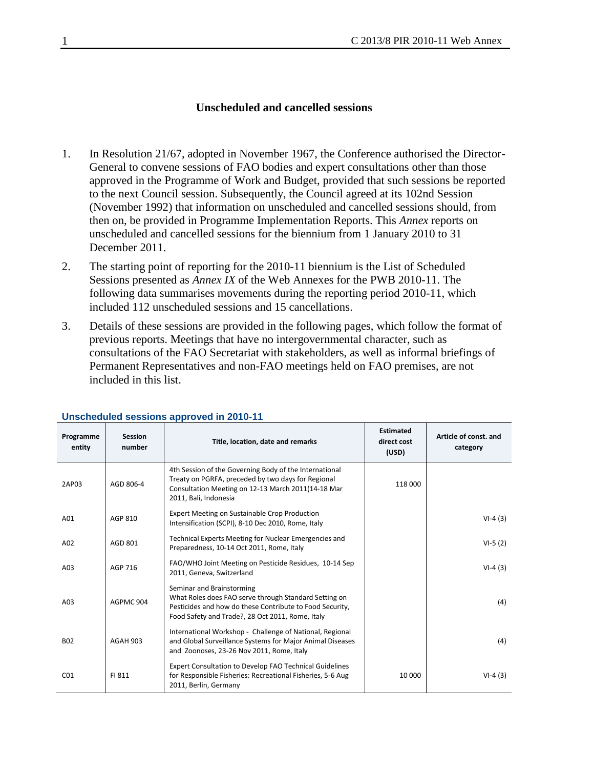## Unscheduled and cancelled sessions

1. In Resolution 21/67, adopted in November 1967, the Conference authorised the Director-General to convene sessions of FAO bodies and expert consultations other than those approved in the Programme of Work and Budget, provided that such sessions be reported to the next Council session. Subsequently, the Council agreed at its 102nd Session (November 1992) that information on unscheduled and cancelled sessions should, from then on, be provided in Programme Implementation Reports. This *Annex* reports on unscheduled and cancelled sessions for the biennium from 1 January 2010 to 31 December 2011.

2. The starting point of reporting for the 2010-11 biennium is the List of Scheduled Sessions presented as *Annex IX* of the Web Annexes for the PWB 2010-11. The following data summarises movements during the reporting period 2010-11, which included 112 unscheduled sessions and 15 cancellations.

3. Details of these sessions are provided in the following pages, which follow the format of previous reports. Meetings that have no intergovernmental character, such as consultations of the FAO Secretariat with stakeholders, as well as informal briefings of Permanent Representatives and non-FAO meetings held on FAO premises, are not included in this list.

### Unscheduled sessions approved in 2010-11

| Programme entity | Session number | Title, location, date and remarks | Estimated direct cost (USD) | Article of const. and category |
|---|---|---|---|---|
| 2AP03 | AGD 806-4 | 4th Session of the Governing Body of the International Treaty on PGRFA, preceded by two days for Regional Consultation Meeting on 12-13 March 2011(14-18 Mar 2011, Bali, Indonesia | 118 000 | |
| A01 | AGP 810 | Expert Meeting on Sustainable Crop Production Intensification (SCPI), 8-10 Dec 2010, Rome, Italy | | VI-4 (3) |
| A02 | AGD 801 | Technical Experts Meeting for Nuclear Emergencies and Preparedness, 10-14 Oct 2011, Rome, Italy | | VI-5 (2) |
| A03 | AGP 716 | FAO/WHO Joint Meeting on Pesticide Residues, 10-14 Sep 2011, Geneva, Switzerland | | VI-4 (3) |
| A03 | AGPMC 904 | Seminar and Brainstorming What Roles does FAO serve through Standard Setting on Pesticides and how do these Contribute to Food Security, Food Safety and Trade?, 28 Oct 2011, Rome, Italy | | (4) |
| B02 | AGAH 903 | International Workshop - Challenge of National, Regional and Global Surveillance Systems for Major Animal Diseases and Zoonoses, 23-26 Nov 2011, Rome, Italy | | (4) |
| C01 | FI 811 | Expert Consultation to Develop FAO Technical Guidelines for Responsible Fisheries: Recreational Fisheries, 5-6 Aug 2011, Berlin, Germany | 10 000 | VI-4 (3) |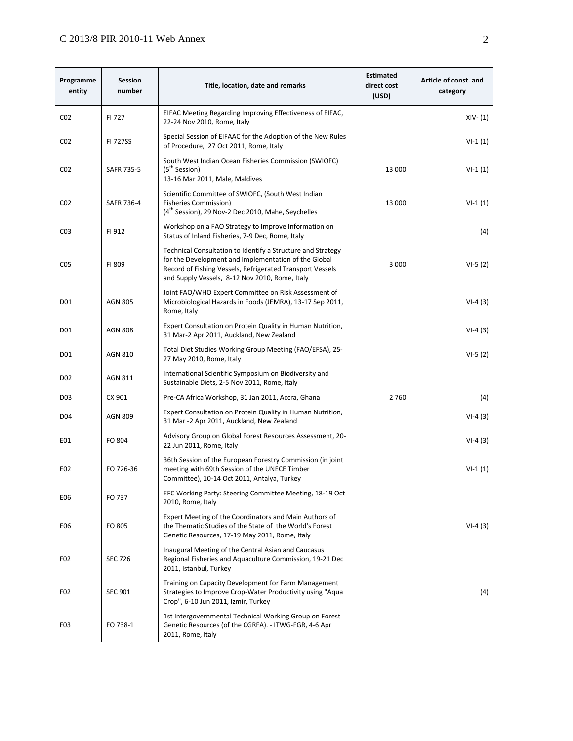| Programme entity | Session number | Title, location, date and remarks | Estimated direct cost (USD) | Article of const. and category |
|---|---|---|---|---|
| C02 | FI 727 | EIFAC Meeting Regarding Improving Effectiveness of EIFAC, 22-24 Nov 2010, Rome, Italy | | XIV- (1) |
| C02 | FI 727SS | Special Session of EIFAAC for the Adoption of the New Rules of Procedure, 27 Oct 2011, Rome, Italy | | VI-1 (1) |
| C02 | SAFR 735-5 | South West Indian Ocean Fisheries Commission (SWIOFC) (5th Session) 13-16 Mar 2011, Male, Maldives | 13 000 | VI-1 (1) |
| C02 | SAFR 736-4 | Scientific Committee of SWIOFC, (South West Indian Fisheries Commission) (4th Session), 29 Nov-2 Dec 2010, Mahe, Seychelles | 13 000 | VI-1 (1) |
| C03 | FI 912 | Workshop on a FAO Strategy to Improve Information on Status of Inland Fisheries, 7-9 Dec, Rome, Italy | | (4) |
| C05 | FI 809 | Technical Consultation to Identify a Structure and Strategy for the Development and Implementation of the Global Record of Fishing Vessels, Refrigerated Transport Vessels and Supply Vessels, 8-12 Nov 2010, Rome, Italy | 3 000 | VI-5 (2) |
| D01 | AGN 805 | Joint FAO/WHO Expert Committee on Risk Assessment of Microbiological Hazards in Foods (JEMRA), 13-17 Sep 2011, Rome, Italy | | VI-4 (3) |
| D01 | AGN 808 | Expert Consultation on Protein Quality in Human Nutrition, 31 Mar-2 Apr 2011, Auckland, New Zealand | | VI-4 (3) |
| D01 | AGN 810 | Total Diet Studies Working Group Meeting (FAO/EFSA), 25-27 May 2010, Rome, Italy | | VI-5 (2) |
| D02 | AGN 811 | International Scientific Symposium on Biodiversity and Sustainable Diets, 2-5 Nov 2011, Rome, Italy | | |
| D03 | CX 901 | Pre-CA Africa Workshop, 31 Jan 2011, Accra, Ghana | 2 760 | (4) |
| D04 | AGN 809 | Expert Consultation on Protein Quality in Human Nutrition, 31 Mar -2 Apr 2011, Auckland, New Zealand | | VI-4 (3) |
| E01 | FO 804 | Advisory Group on Global Forest Resources Assessment, 20-22 Jun 2011, Rome, Italy | | VI-4 (3) |
| E02 | FO 726-36 | 36th Session of the European Forestry Commission (in joint meeting with 69th Session of the UNECE Timber Committee), 10-14 Oct 2011, Antalya, Turkey | | VI-1 (1) |
| E06 | FO 737 | EFC Working Party: Steering Committee Meeting, 18-19 Oct 2010, Rome, Italy | | |
| E06 | FO 805 | Expert Meeting of the Coordinators and Main Authors of the Thematic Studies of the State of the World's Forest Genetic Resources, 17-19 May 2011, Rome, Italy | | VI-4 (3) |
| F02 | SEC 726 | Inaugural Meeting of the Central Asian and Caucasus Regional Fisheries and Aquaculture Commission, 19-21 Dec 2011, Istanbul, Turkey | | |
| F02 | SEC 901 | Training on Capacity Development for Farm Management Strategies to Improve Crop-Water Productivity using "Aqua Crop", 6-10 Jun 2011, Izmir, Turkey | | (4) |
| F03 | FO 738-1 | 1st Intergovernmental Technical Working Group on Forest Genetic Resources (of the CGRFA). - ITWG-FGR, 4-6 Apr 2011, Rome, Italy | | |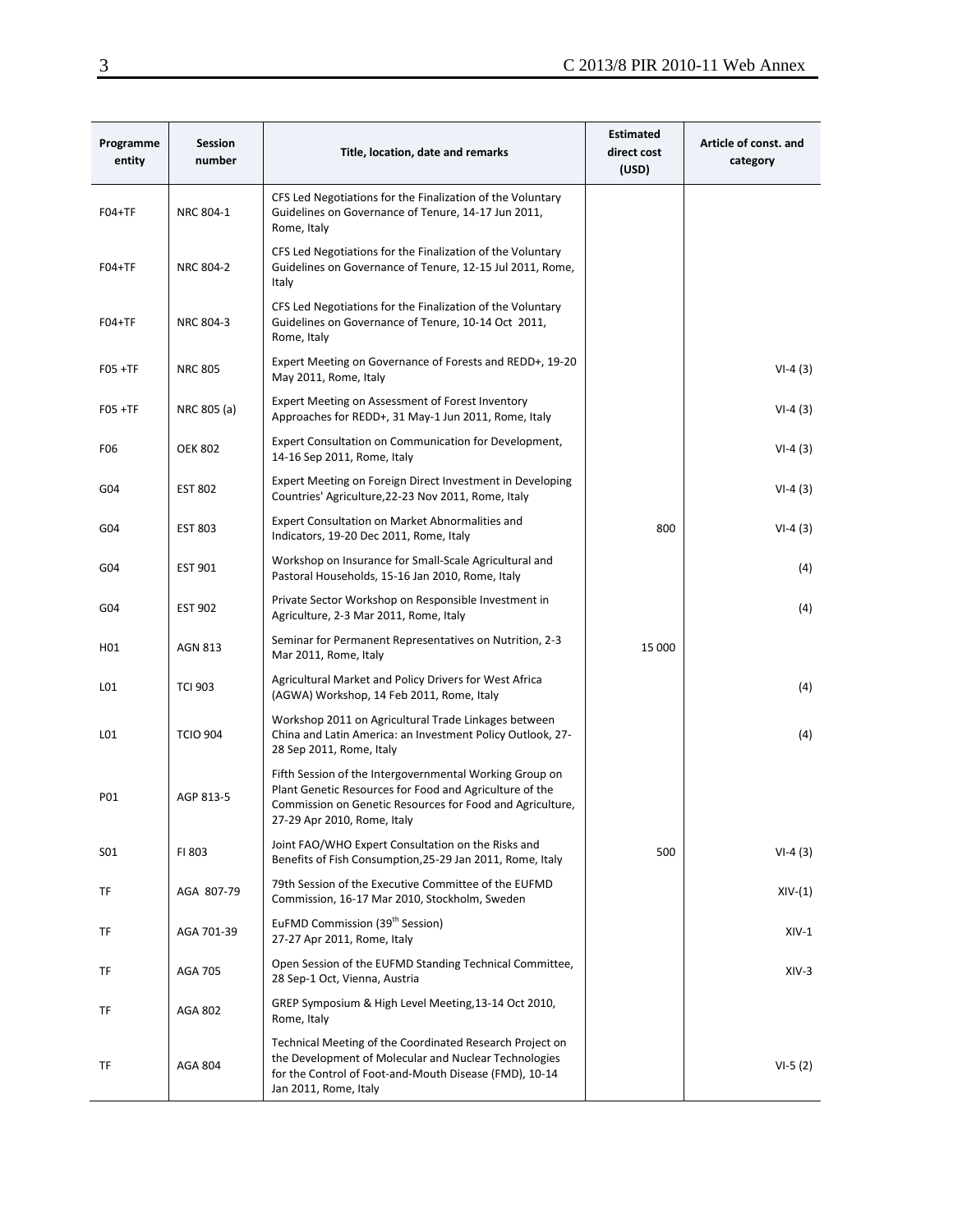| Programme entity | Session number | Title, location, date and remarks | Estimated direct cost (USD) | Article of const. and category |
|---|---|---|---|---|
| F04+TF | NRC 804-1 | CFS Led Negotiations for the Finalization of the Voluntary Guidelines on Governance of Tenure, 14-17 Jun 2011, Rome, Italy | | |
| F04+TF | NRC 804-2 | CFS Led Negotiations for the Finalization of the Voluntary Guidelines on Governance of Tenure, 12-15 Jul 2011, Rome, Italy | | |
| F04+TF | NRC 804-3 | CFS Led Negotiations for the Finalization of the Voluntary Guidelines on Governance of Tenure, 10-14 Oct 2011, Rome, Italy | | |
| F05 +TF | NRC 805 | Expert Meeting on Governance of Forests and REDD+, 19-20 May 2011, Rome, Italy | | VI-4 (3) |
| F05 +TF | NRC 805 (a) | Expert Meeting on Assessment of Forest Inventory Approaches for REDD+, 31 May-1 Jun 2011, Rome, Italy | | VI-4 (3) |
| F06 | OEK 802 | Expert Consultation on Communication for Development, 14-16 Sep 2011, Rome, Italy | | VI-4 (3) |
| G04 | EST 802 | Expert Meeting on Foreign Direct Investment in Developing Countries' Agriculture,22-23 Nov 2011, Rome, Italy | | VI-4 (3) |
| G04 | EST 803 | Expert Consultation on Market Abnormalities and Indicators, 19-20 Dec 2011, Rome, Italy | 800 | VI-4 (3) |
| G04 | EST 901 | Workshop on Insurance for Small-Scale Agricultural and Pastoral Households, 15-16 Jan 2010, Rome, Italy | | (4) |
| G04 | EST 902 | Private Sector Workshop on Responsible Investment in Agriculture, 2-3 Mar 2011, Rome, Italy | | (4) |
| H01 | AGN 813 | Seminar for Permanent Representatives on Nutrition, 2-3 Mar 2011, Rome, Italy | 15 000 | |
| L01 | TCI 903 | Agricultural Market and Policy Drivers for West Africa (AGWA) Workshop, 14 Feb 2011, Rome, Italy | | (4) |
| L01 | TCIO 904 | Workshop 2011 on Agricultural Trade Linkages between China and Latin America: an Investment Policy Outlook, 27-28 Sep 2011, Rome, Italy | | (4) |
| P01 | AGP 813-5 | Fifth Session of the Intergovernmental Working Group on Plant Genetic Resources for Food and Agriculture of the Commission on Genetic Resources for Food and Agriculture, 27-29 Apr 2010, Rome, Italy | | |
| S01 | FI 803 | Joint FAO/WHO Expert Consultation on the Risks and Benefits of Fish Consumption,25-29 Jan 2011, Rome, Italy | 500 | VI-4 (3) |
| TF | AGA 807-79 | 79th Session of the Executive Committee of the EUFMD Commission, 16-17 Mar 2010, Stockholm, Sweden | | XIV-(1) |
| TF | AGA 701-39 | EuFMD Commission (39th Session) 27-27 Apr 2011, Rome, Italy | | XIV-1 |
| TF | AGA 705 | Open Session of the EUFMD Standing Technical Committee, 28 Sep-1 Oct, Vienna, Austria | | XIV-3 |
| TF | AGA 802 | GREP Symposium & High Level Meeting,13-14 Oct 2010, Rome, Italy | | |
| TF | AGA 804 | Technical Meeting of the Coordinated Research Project on the Development of Molecular and Nuclear Technologies for the Control of Foot-and-Mouth Disease (FMD), 10-14 Jan 2011, Rome, Italy | | VI-5 (2) |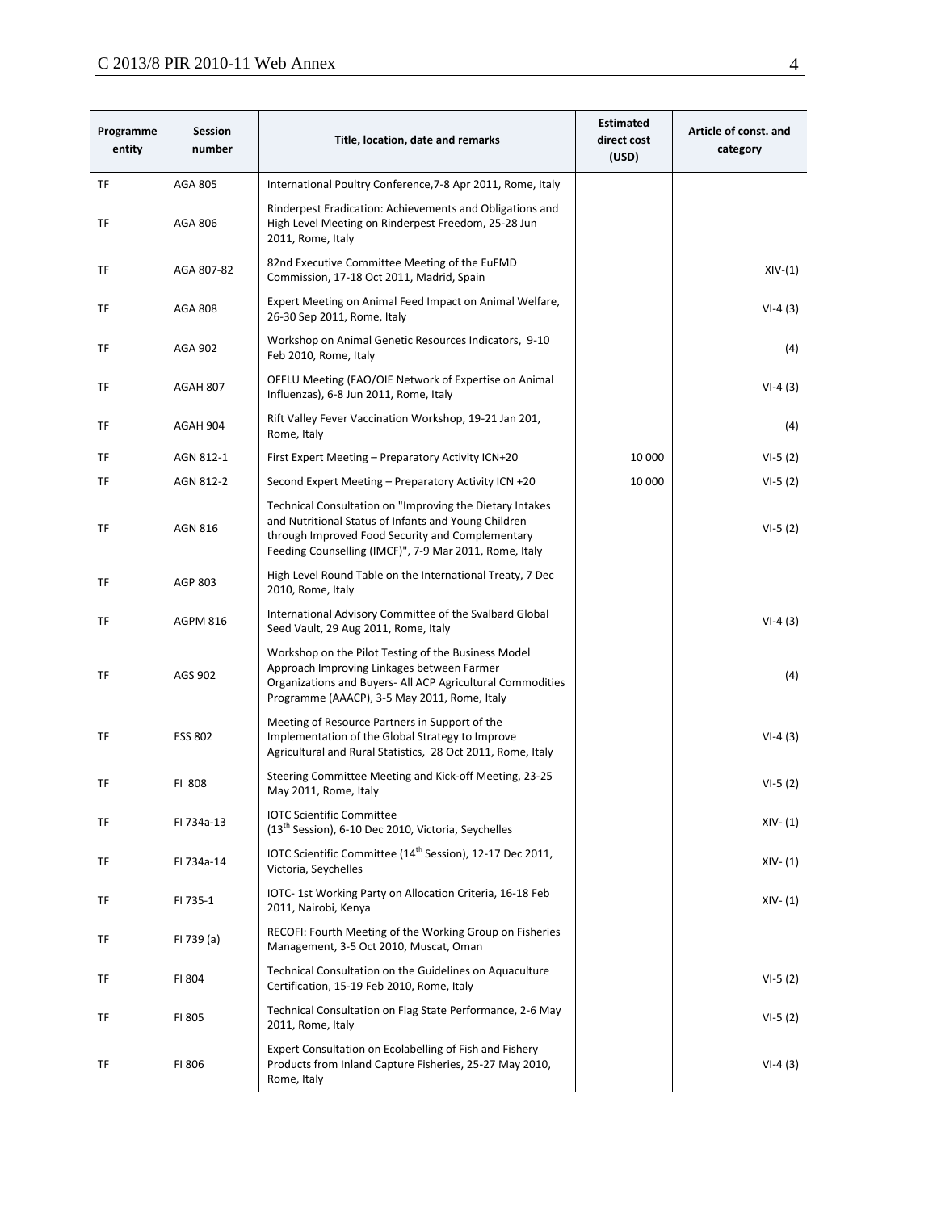| Programme entity | Session number | Title, location, date and remarks | Estimated direct cost (USD) | Article of const. and category |
|---|---|---|---|---|
| TF | AGA 805 | International Poultry Conference,7-8 Apr 2011, Rome, Italy | | |
| TF | AGA 806 | Rinderpest Eradication: Achievements and Obligations and High Level Meeting on Rinderpest Freedom, 25-28 Jun 2011, Rome, Italy | | |
| TF | AGA 807-82 | 82nd Executive Committee Meeting of the EuFMD Commission, 17-18 Oct 2011, Madrid, Spain | | XIV-(1) |
| TF | AGA 808 | Expert Meeting on Animal Feed Impact on Animal Welfare, 26-30 Sep 2011, Rome, Italy | | VI-4 (3) |
| TF | AGA 902 | Workshop on Animal Genetic Resources Indicators, 9-10 Feb 2010, Rome, Italy | | (4) |
| TF | AGAH 807 | OFFLU Meeting (FAO/OIE Network of Expertise on Animal Influenzas), 6-8 Jun 2011, Rome, Italy | | VI-4 (3) |
| TF | AGAH 904 | Rift Valley Fever Vaccination Workshop, 19-21 Jan 201, Rome, Italy | | (4) |
| TF | AGN 812-1 | First Expert Meeting – Preparatory Activity ICN+20 | 10 000 | VI-5 (2) |
| TF | AGN 812-2 | Second Expert Meeting – Preparatory Activity ICN +20 | 10 000 | VI-5 (2) |
| TF | AGN 816 | Technical Consultation on "Improving the Dietary Intakes and Nutritional Status of Infants and Young Children through Improved Food Security and Complementary Feeding Counselling (IMCF)", 7-9 Mar 2011, Rome, Italy | | VI-5 (2) |
| TF | AGP 803 | High Level Round Table on the International Treaty, 7 Dec 2010, Rome, Italy | | |
| TF | AGPM 816 | International Advisory Committee of the Svalbard Global Seed Vault, 29 Aug 2011, Rome, Italy | | VI-4 (3) |
| TF | AGS 902 | Workshop on the Pilot Testing of the Business Model Approach Improving Linkages between Farmer Organizations and Buyers- All ACP Agricultural Commodities Programme (AAACP), 3-5 May 2011, Rome, Italy | | (4) |
| TF | ESS 802 | Meeting of Resource Partners in Support of the Implementation of the Global Strategy to Improve Agricultural and Rural Statistics, 28 Oct 2011, Rome, Italy | | VI-4 (3) |
| TF | FI 808 | Steering Committee Meeting and Kick-off Meeting, 23-25 May 2011, Rome, Italy | | VI-5 (2) |
| TF | FI 734a-13 | IOTC Scientific Committee (13th Session), 6-10 Dec 2010, Victoria, Seychelles | | XIV- (1) |
| TF | FI 734a-14 | IOTC Scientific Committee (14th Session), 12-17 Dec 2011, Victoria, Seychelles | | XIV- (1) |
| TF | FI 735-1 | IOTC- 1st Working Party on Allocation Criteria, 16-18 Feb 2011, Nairobi, Kenya | | XIV- (1) |
| TF | FI 739 (a) | RECOFI: Fourth Meeting of the Working Group on Fisheries Management, 3-5 Oct 2010, Muscat, Oman | | |
| TF | FI 804 | Technical Consultation on the Guidelines on Aquaculture Certification, 15-19 Feb 2010, Rome, Italy | | VI-5 (2) |
| TF | FI 805 | Technical Consultation on Flag State Performance, 2-6 May 2011, Rome, Italy | | VI-5 (2) |
| TF | FI 806 | Expert Consultation on Ecolabelling of Fish and Fishery Products from Inland Capture Fisheries, 25-27 May 2010, Rome, Italy | | VI-4 (3) |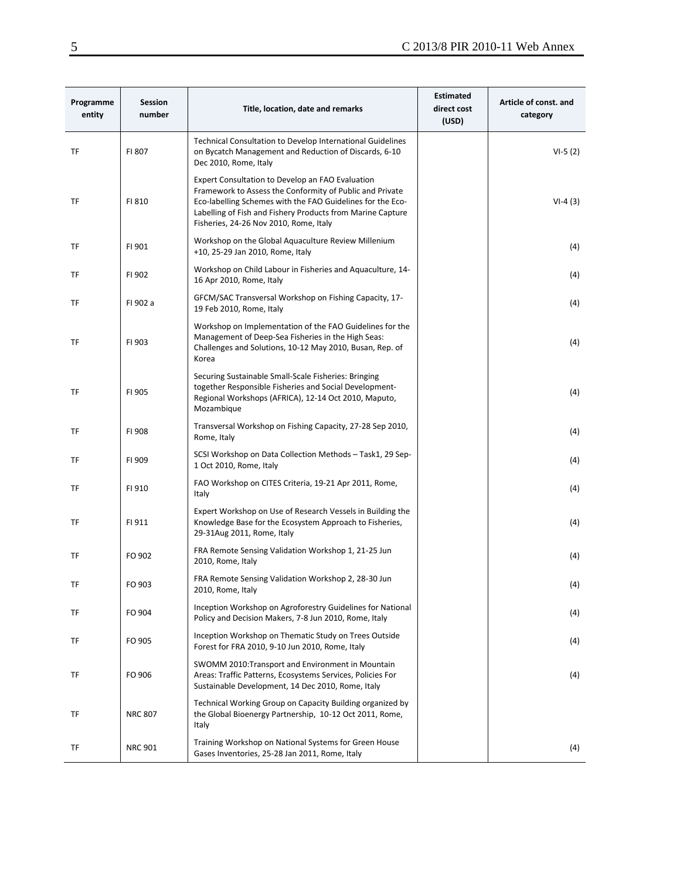| Programme entity | Session number | Title, location, date and remarks | Estimated direct cost (USD) | Article of const. and category |
|---|---|---|---|---|
| TF | FI 807 | Technical Consultation to Develop International Guidelines on Bycatch Management and Reduction of Discards, 6-10 Dec 2010, Rome, Italy | | VI-5 (2) |
| TF | FI 810 | Expert Consultation to Develop an FAO Evaluation Framework to Assess the Conformity of Public and Private Eco-labelling Schemes with the FAO Guidelines for the Eco-Labelling of Fish and Fishery Products from Marine Capture Fisheries, 24-26 Nov 2010, Rome, Italy | | VI-4 (3) |
| TF | FI 901 | Workshop on the Global Aquaculture Review Millenium +10, 25-29 Jan 2010, Rome, Italy | | (4) |
| TF | FI 902 | Workshop on Child Labour in Fisheries and Aquaculture, 14-16 Apr 2010, Rome, Italy | | (4) |
| TF | FI 902 a | GFCM/SAC Transversal Workshop on Fishing Capacity, 17-19 Feb 2010, Rome, Italy | | (4) |
| TF | FI 903 | Workshop on Implementation of the FAO Guidelines for the Management of Deep-Sea Fisheries in the High Seas: Challenges and Solutions, 10-12 May 2010, Busan, Rep. of Korea | | (4) |
| TF | FI 905 | Securing Sustainable Small-Scale Fisheries: Bringing together Responsible Fisheries and Social Development-Regional Workshops (AFRICA), 12-14 Oct 2010, Maputo, Mozambique | | (4) |
| TF | FI 908 | Transversal Workshop on Fishing Capacity, 27-28 Sep 2010, Rome, Italy | | (4) |
| TF | FI 909 | SCSI Workshop on Data Collection Methods – Task1, 29 Sep-1 Oct 2010, Rome, Italy | | (4) |
| TF | FI 910 | FAO Workshop on CITES Criteria, 19-21 Apr 2011, Rome, Italy | | (4) |
| TF | FI 911 | Expert Workshop on Use of Research Vessels in Building the Knowledge Base for the Ecosystem Approach to Fisheries, 29-31Aug 2011, Rome, Italy | | (4) |
| TF | FO 902 | FRA Remote Sensing Validation Workshop 1, 21-25 Jun 2010, Rome, Italy | | (4) |
| TF | FO 903 | FRA Remote Sensing Validation Workshop 2, 28-30 Jun 2010, Rome, Italy | | (4) |
| TF | FO 904 | Inception Workshop on Agroforestry Guidelines for National Policy and Decision Makers, 7-8 Jun 2010, Rome, Italy | | (4) |
| TF | FO 905 | Inception Workshop on Thematic Study on Trees Outside Forest for FRA 2010, 9-10 Jun 2010, Rome, Italy | | (4) |
| TF | FO 906 | SWOMM 2010:Transport and Environment in Mountain Areas: Traffic Patterns, Ecosystems Services, Policies For Sustainable Development, 14 Dec 2010, Rome, Italy | | (4) |
| TF | NRC 807 | Technical Working Group on Capacity Building organized by the Global Bioenergy Partnership, 10-12 Oct 2011, Rome, Italy | | |
| TF | NRC 901 | Training Workshop on National Systems for Green House Gases Inventories, 25-28 Jan 2011, Rome, Italy | | (4) |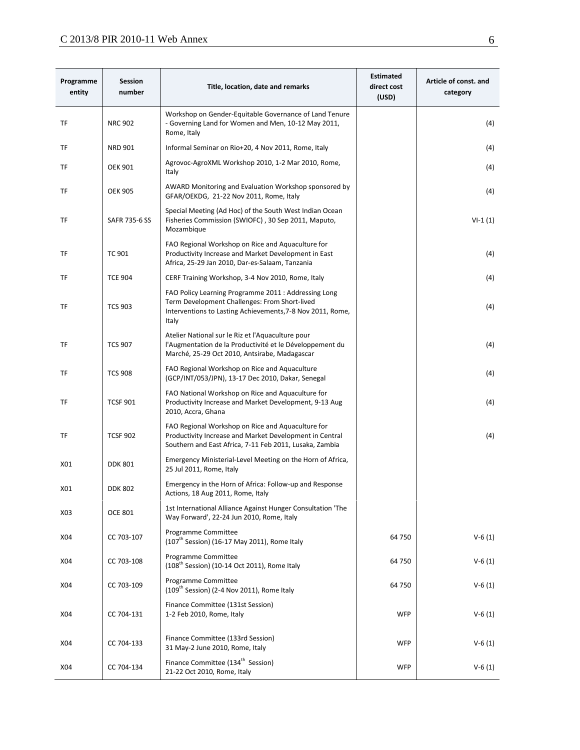| Programme entity | Session number | Title, location, date and remarks | Estimated direct cost (USD) | Article of const. and category |
|---|---|---|---|---|
| TF | NRC 902 | Workshop on Gender-Equitable Governance of Land Tenure - Governing Land for Women and Men, 10-12 May 2011, Rome, Italy | | (4) |
| TF | NRD 901 | Informal Seminar on Rio+20, 4 Nov 2011, Rome, Italy | | (4) |
| TF | OEK 901 | Agrovoc-AgroXML Workshop 2010, 1-2 Mar 2010, Rome, Italy | | (4) |
| TF | OEK 905 | AWARD Monitoring and Evaluation Workshop sponsored by GFAR/OEKDG, 21-22 Nov 2011, Rome, Italy | | (4) |
| TF | SAFR 735-6 SS | Special Meeting (Ad Hoc) of the South West Indian Ocean Fisheries Commission (SWIOFC) , 30 Sep 2011, Maputo, Mozambique | | VI-1 (1) |
| TF | TC 901 | FAO Regional Workshop on Rice and Aquaculture for Productivity Increase and Market Development in East Africa, 25-29 Jan 2010, Dar-es-Salaam, Tanzania | | (4) |
| TF | TCE 904 | CERF Training Workshop, 3-4 Nov 2010, Rome, Italy | | (4) |
| TF | TCS 903 | FAO Policy Learning Programme 2011 : Addressing Long Term Development Challenges: From Short-lived Interventions to Lasting Achievements,7-8 Nov 2011, Rome, Italy | | (4) |
| TF | TCS 907 | Atelier National sur le Riz et l'Aquaculture pour l'Augmentation de la Productivité et le Développement du Marché, 25-29 Oct 2010, Antsirabe, Madagascar | | (4) |
| TF | TCS 908 | FAO Regional Workshop on Rice and Aquaculture (GCP/INT/053/JPN), 13-17 Dec 2010, Dakar, Senegal | | (4) |
| TF | TCSF 901 | FAO National Workshop on Rice and Aquaculture for Productivity Increase and Market Development, 9-13 Aug 2010, Accra, Ghana | | (4) |
| TF | TCSF 902 | FAO Regional Workshop on Rice and Aquaculture for Productivity Increase and Market Development in Central Southern and East Africa, 7-11 Feb 2011, Lusaka, Zambia | | (4) |
| X01 | DDK 801 | Emergency Ministerial-Level Meeting on the Horn of Africa, 25 Jul 2011, Rome, Italy | | |
| X01 | DDK 802 | Emergency in the Horn of Africa: Follow-up and Response Actions, 18 Aug 2011, Rome, Italy | | |
| X03 | OCE 801 | 1st International Alliance Against Hunger Consultation 'The Way Forward', 22-24 Jun 2010, Rome, Italy | | |
| X04 | CC 703-107 | Programme Committee (107th Session) (16-17 May 2011), Rome Italy | 64 750 | V-6 (1) |
| X04 | CC 703-108 | Programme Committee (108th Session) (10-14 Oct 2011), Rome Italy | 64 750 | V-6 (1) |
| X04 | CC 703-109 | Programme Committee (109th Session) (2-4 Nov 2011), Rome Italy | 64 750 | V-6 (1) |
| X04 | CC 704-131 | Finance Committee (131st Session) 1-2 Feb 2010, Rome, Italy | WFP | V-6 (1) |
| X04 | CC 704-133 | Finance Committee (133rd Session) 31 May-2 June 2010, Rome, Italy | WFP | V-6 (1) |
| X04 | CC 704-134 | Finance Committee (134th Session) 21-22 Oct 2010, Rome, Italy | WFP | V-6 (1) |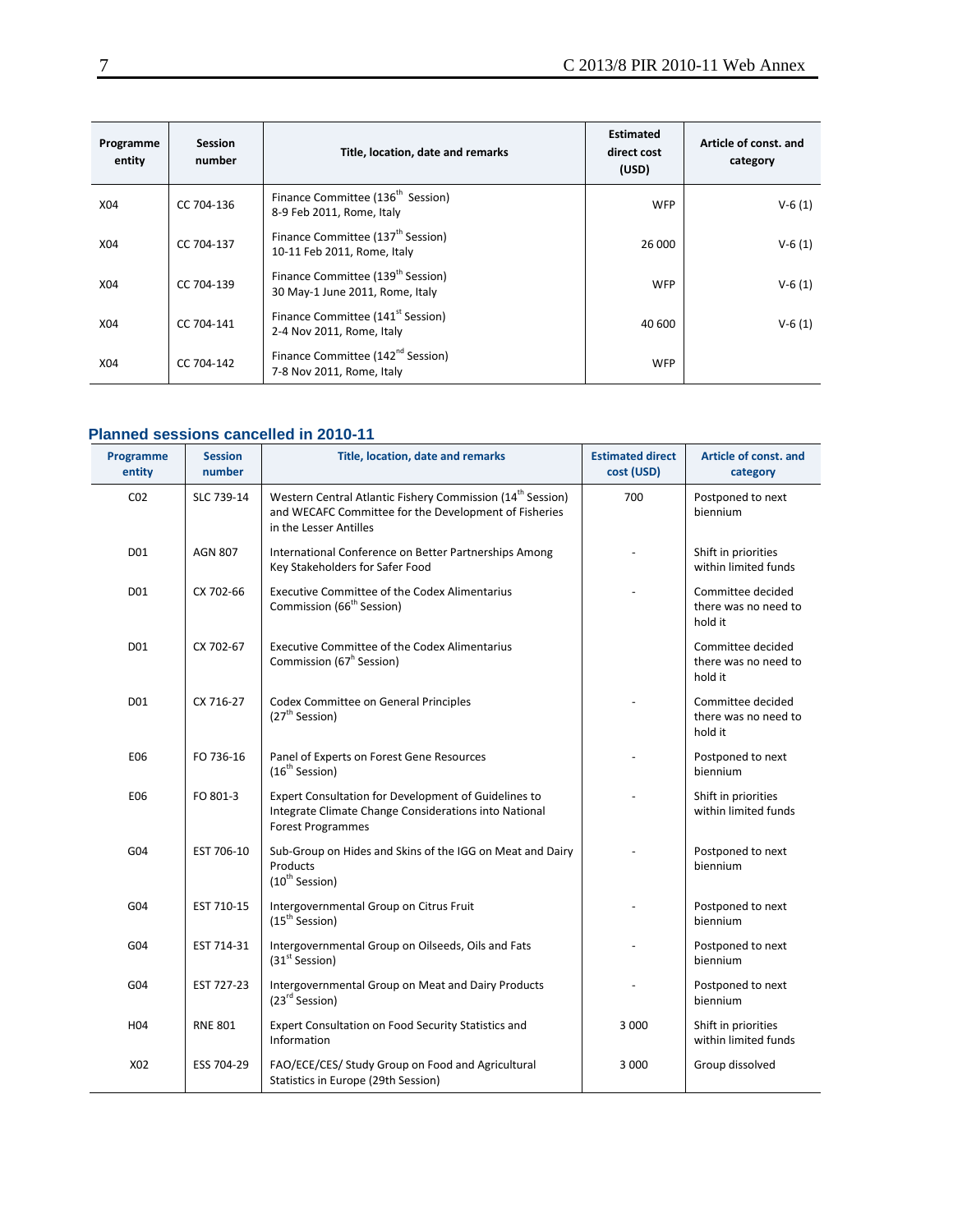| Programme entity | Session number | Title, location, date and remarks | Estimated direct cost (USD) | Article of const. and category |
|---|---|---|---|---|
| X04 | CC 704-136 | Finance Committee (136th Session) 8-9 Feb 2011, Rome, Italy | WFP | V-6 (1) |
| X04 | CC 704-137 | Finance Committee (137th Session) 10-11 Feb 2011, Rome, Italy | 26 000 | V-6 (1) |
| X04 | CC 704-139 | Finance Committee (139th Session) 30 May-1 June 2011, Rome, Italy | WFP | V-6 (1) |
| X04 | CC 704-141 | Finance Committee (141st Session) 2-4 Nov 2011, Rome, Italy | 40 600 | V-6 (1) |
| X04 | CC 704-142 | Finance Committee (142nd Session) 7-8 Nov 2011, Rome, Italy | WFP | |

## Planned sessions cancelled in 2010-11

| Programme entity | Session number | Title, location, date and remarks | Estimated direct cost (USD) | Article of const. and category |
|---|---|---|---|---|
| C02 | SLC 739-14 | Western Central Atlantic Fishery Commission (14th Session) and WECAFC Committee for the Development of Fisheries in the Lesser Antilles | 700 | Postponed to next biennium |
| D01 | AGN 807 | International Conference on Better Partnerships Among Key Stakeholders for Safer Food | - | Shift in priorities within limited funds |
| D01 | CX 702-66 | Executive Committee of the Codex Alimentarius Commission (66th Session) | - | Committee decided there was no need to hold it |
| D01 | CX 702-67 | Executive Committee of the Codex Alimentarius Commission (67h Session) | | Committee decided there was no need to hold it |
| D01 | CX 716-27 | Codex Committee on General Principles (27th Session) | - | Committee decided there was no need to hold it |
| E06 | FO 736-16 | Panel of Experts on Forest Gene Resources (16th Session) | - | Postponed to next biennium |
| E06 | FO 801-3 | Expert Consultation for Development of Guidelines to Integrate Climate Change Considerations into National Forest Programmes | - | Shift in priorities within limited funds |
| G04 | EST 706-10 | Sub-Group on Hides and Skins of the IGG on Meat and Dairy Products (10th Session) | - | Postponed to next biennium |
| G04 | EST 710-15 | Intergovernmental Group on Citrus Fruit (15th Session) | - | Postponed to next biennium |
| G04 | EST 714-31 | Intergovernmental Group on Oilseeds, Oils and Fats (31st Session) | - | Postponed to next biennium |
| G04 | EST 727-23 | Intergovernmental Group on Meat and Dairy Products (23rd Session) | - | Postponed to next biennium |
| H04 | RNE 801 | Expert Consultation on Food Security Statistics and Information | 3 000 | Shift in priorities within limited funds |
| X02 | ESS 704-29 | FAO/ECE/CES/ Study Group on Food and Agricultural Statistics in Europe (29th Session) | 3 000 | Group dissolved |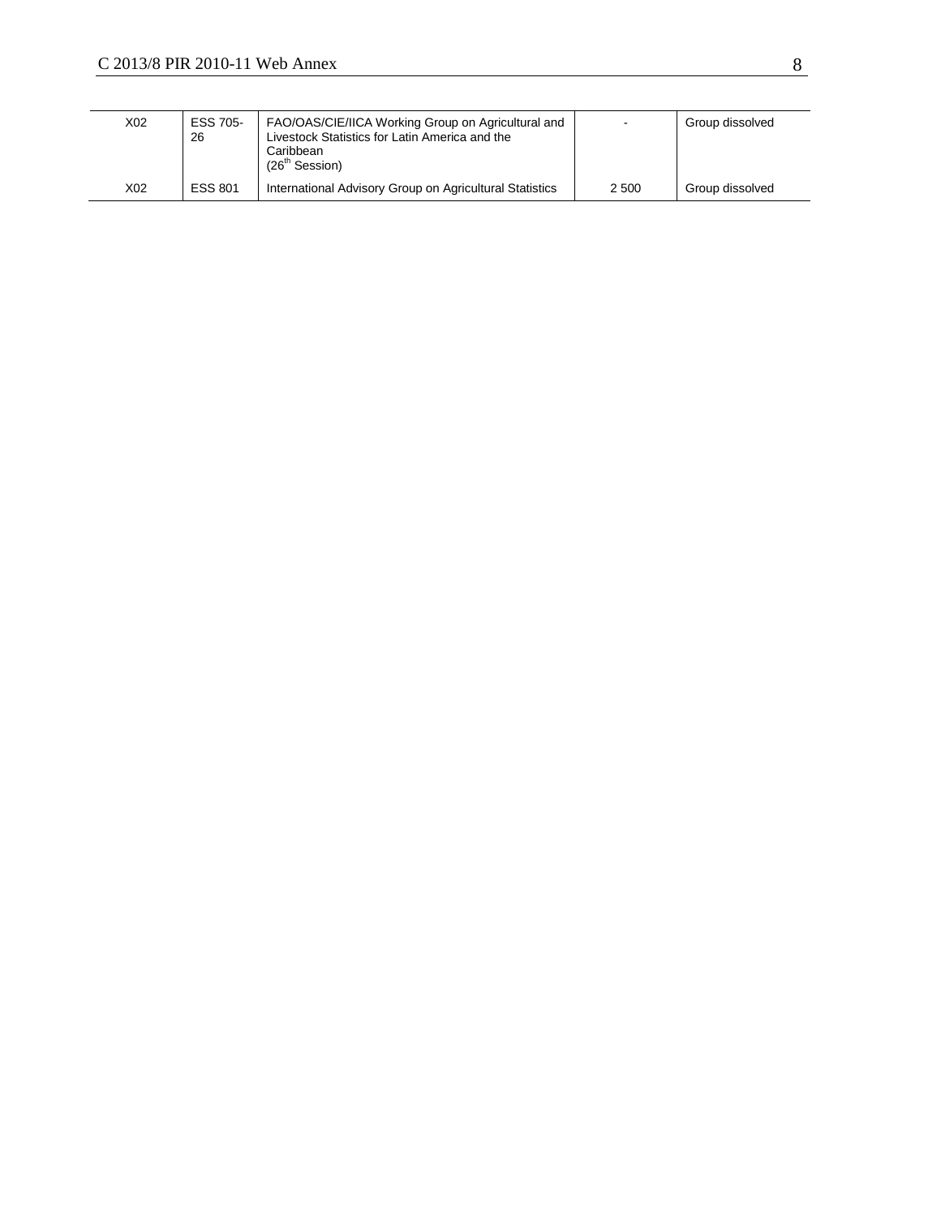| | | | | |
|---|---|---|---|---|
| X02 | ESS 705-26 | FAO/OAS/CIE/IICA Working Group on Agricultural and Livestock Statistics for Latin America and the Caribbean (26th Session) | - | Group dissolved |
| X02 | ESS 801 | International Advisory Group on Agricultural Statistics | 2 500 | Group dissolved |